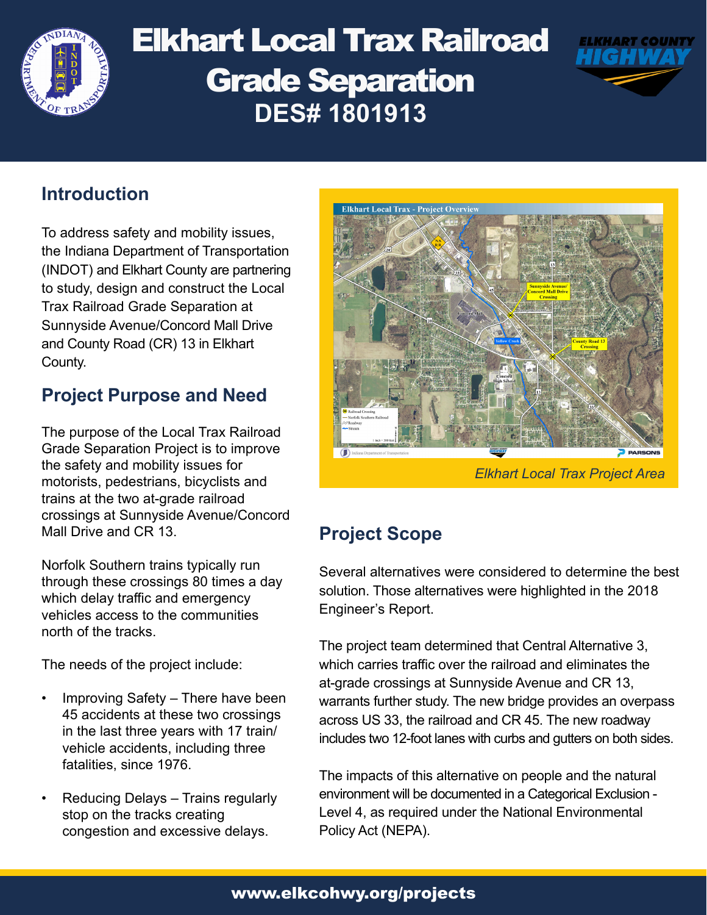# Elkhart Local Trax Railroad Grade Separation

## DES# 1801913

## Introduction

To address safety and mobility issues, the Indiana Department of Transportation (INDOT) and Elkhart County are partnering to study, design and construct the Local Trax Railroad Grade Separation at Sunnyside Avenue/Concord Mall Drive and County Road (CR) 13 in Elkhart County.

## Project Purpose and Need

The purpose of the Local Trax Railroad Grade Separation Project is to improve the safety and mobility issues for motorists, pedestrians, bicyclists and trains at the two at-grade railroad crossings at Sunnyside Avenue/Concord Mall Drive and CR 13.

Norfolk Southern trains typically run through these crossings 80 times a day which delay traffic and emergency vehicles access to the communities north of the tracks.

The needs of the project include:

- Improving Safety – There have been 45 accidents at these two crossings in the last three years with 17 train/vehicle accidents, including three fatalities, since 1976.
- Reducing Delays – Trains regularly stop on the tracks creating congestion and excessive delays.

*Elkhart Local Trax Project Area*

## Project Scope

Several alternatives were considered to determine the best solution. Those alternatives were highlighted in the 2018 Engineer's Report.

The project team determined that Central Alternative 3, which carries traffic over the railroad and eliminates the at-grade crossings at Sunnyside Avenue and CR 13, warrants further study. The new bridge provides an overpass across US 33, the railroad and CR 45. The new roadway includes two 12-foot lanes with curbs and gutters on both sides.

The impacts of this alternative on people and the natural environment will be documented in a Categorical Exclusion - Level 4, as required under the National Environmental Policy Act (NEPA).

www.elkcohwy.org/projects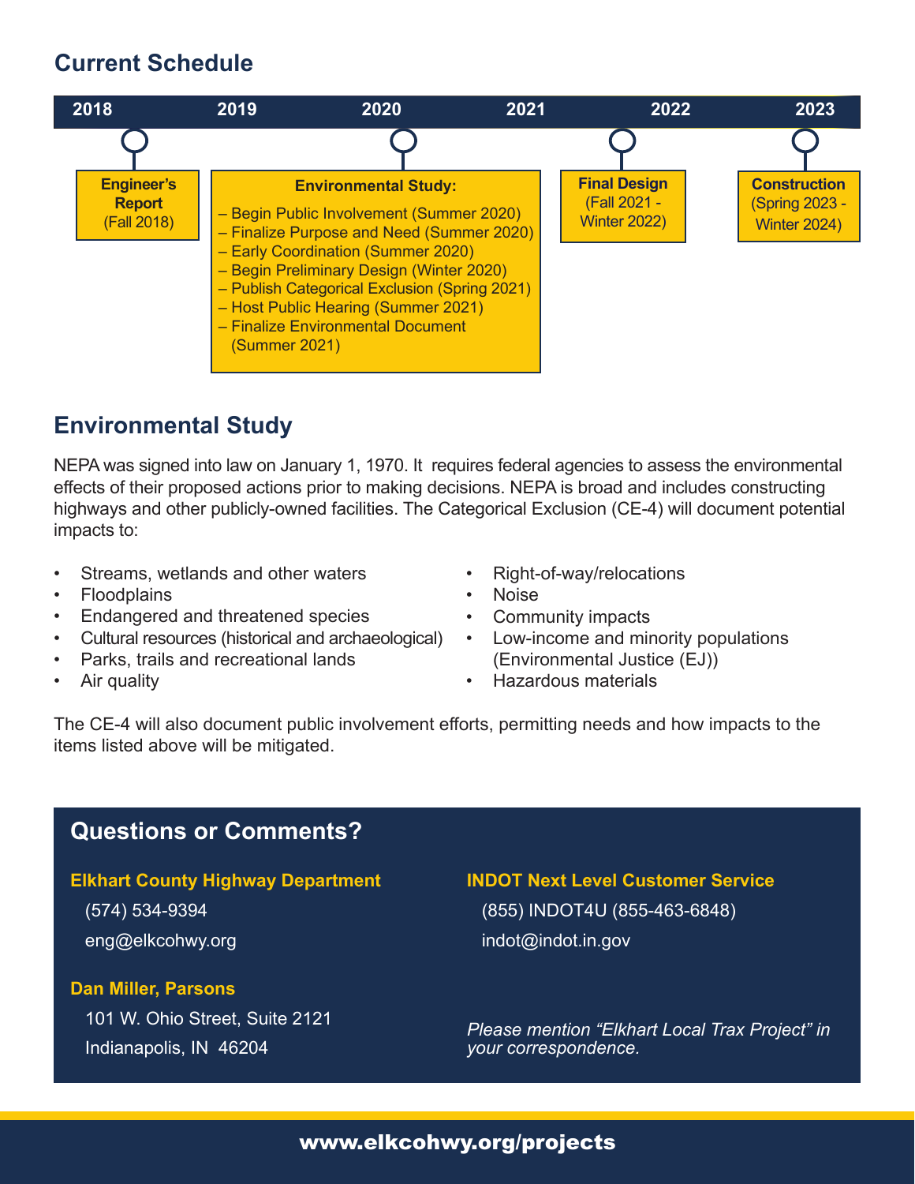## Current Schedule

2018

2019

2020

2021

2022

2023

**Engineer's Report** (Fall 2018)

**Environmental Study:**

- Begin Public Involvement (Summer 2020)
- Finalize Purpose and Need (Summer 2020)
- Early Coordination (Summer 2020)
- Begin Preliminary Design (Winter 2020)
- Publish Categorical Exclusion (Spring 2021)
- Host Public Hearing (Summer 2021)
- Finalize Environmental Document (Summer 2021)

**Final Design** (Fall 2021 - Winter 2022)

**Construction** (Spring 2023 - Winter 2024)

## Environmental Study

NEPA was signed into law on January 1, 1970. It requires federal agencies to assess the environmental effects of their proposed actions prior to making decisions. NEPA is broad and includes constructing highways and other publicly-owned facilities. The Categorical Exclusion (CE-4) will document potential impacts to:

- Streams, wetlands and other waters
- Floodplains
- Endangered and threatened species
- Cultural resources (historical and archaeological)
- Parks, trails and recreational lands
- Air quality
- Right-of-way/relocations
- Noise
- Community impacts
- Low-income and minority populations (Environmental Justice (EJ))
- Hazardous materials

The CE-4 will also document public involvement efforts, permitting needs and how impacts to the items listed above will be mitigated.

## Questions or Comments?

**Elkhart County Highway Department**

(574) 534-9394

eng@elkcohwy.org

**Dan Miller, Parsons**

101 W. Ohio Street, Suite 2121

Indianapolis, IN 46204

**INDOT Next Level Customer Service**

(855) INDOT4U (855-463-6848)

indot@indot.in.gov

*Please mention "Elkhart Local Trax Project" in your correspondence.*

**www.elkcohwy.org/projects**